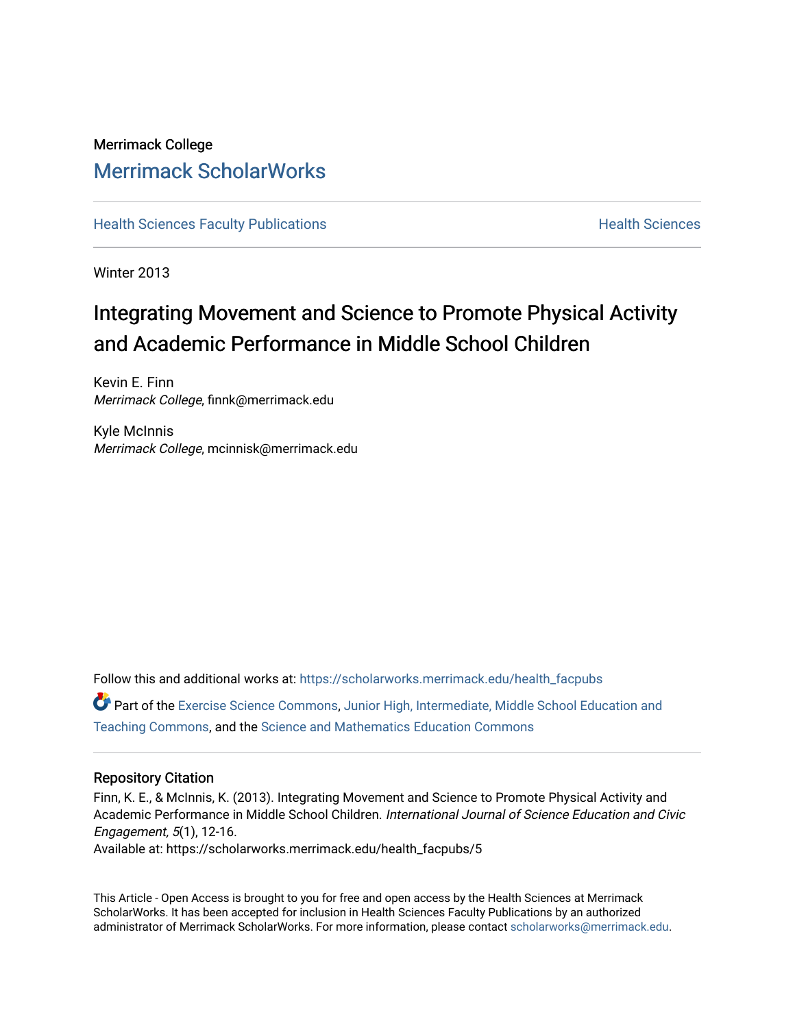Merrimack College

# Merrimack ScholarWorks

Health Sciences Faculty Publications | Health Sciences

Winter 2013

# Integrating Movement and Science to Promote Physical Activity and Academic Performance in Middle School Children

Kevin E. Finn
*Merrimack College*, finnk@merrimack.edu

Kyle McInnis
*Merrimack College*, mcinnisk@merrimack.edu

Follow this and additional works at: https://scholarworks.merrimack.edu/health_facpubs

Part of the Exercise Science Commons, Junior High, Intermediate, Middle School Education and Teaching Commons, and the Science and Mathematics Education Commons

## Repository Citation

Finn, K. E., & McInnis, K. (2013). Integrating Movement and Science to Promote Physical Activity and Academic Performance in Middle School Children. *International Journal of Science Education and Civic Engagement, 5*(1), 12-16.
Available at: https://scholarworks.merrimack.edu/health_facpubs/5

This Article - Open Access is brought to you for free and open access by the Health Sciences at Merrimack ScholarWorks. It has been accepted for inclusion in Health Sciences Faculty Publications by an authorized administrator of Merrimack ScholarWorks. For more information, please contact scholarworks@merrimack.edu.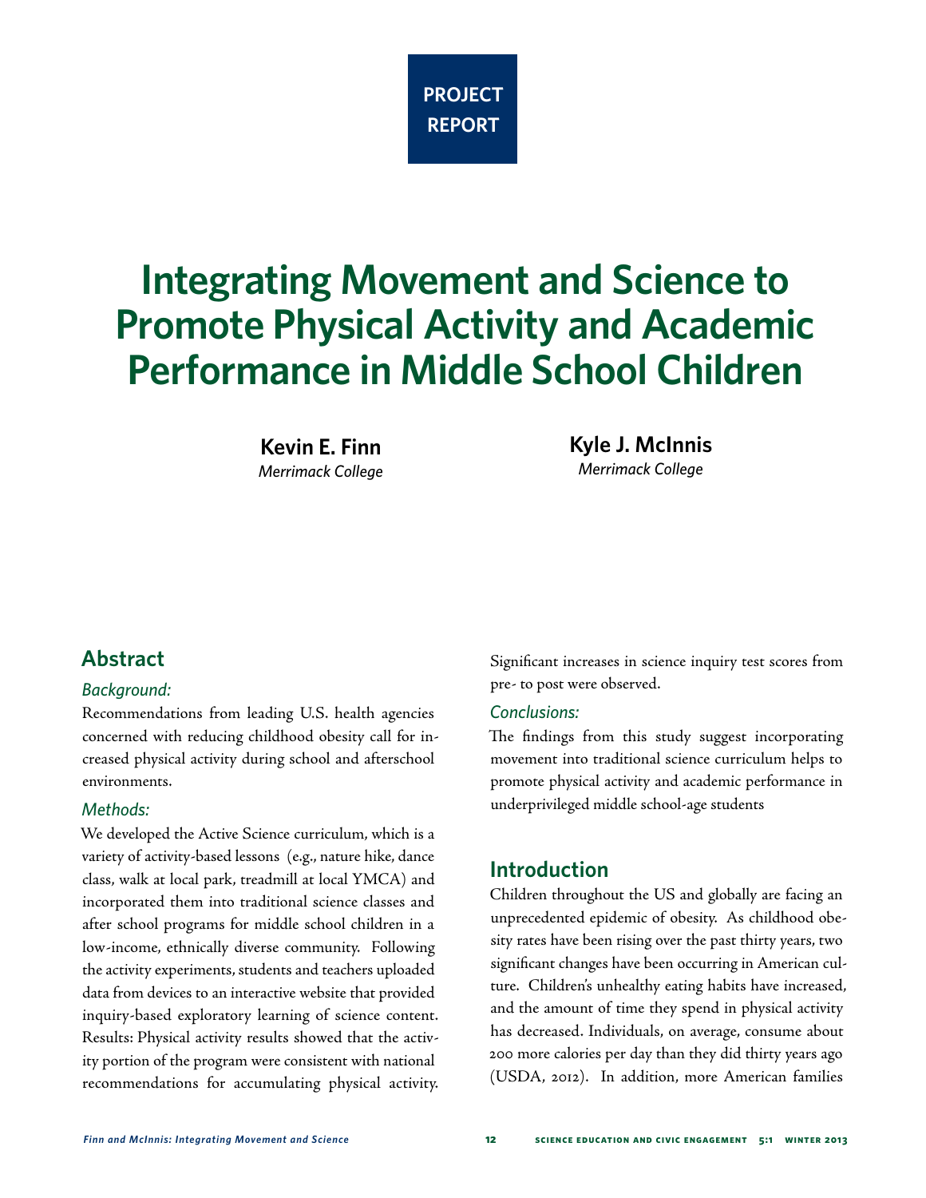PROJECT REPORT

# Integrating Movement and Science to Promote Physical Activity and Academic Performance in Middle School Children

**Kevin E. Finn**
*Merrimack College*

**Kyle J. McInnis**
*Merrimack College*

## Abstract

### *Background:*

Recommendations from leading U.S. health agencies concerned with reducing childhood obesity call for increased physical activity during school and afterschool environments.

### *Methods:*

We developed the Active Science curriculum, which is a variety of activity-based lessons (e.g., nature hike, dance class, walk at local park, treadmill at local YMCA) and incorporated them into traditional science classes and after school programs for middle school children in a low-income, ethnically diverse community. Following the activity experiments, students and teachers uploaded data from devices to an interactive website that provided inquiry-based exploratory learning of science content. Results: Physical activity results showed that the activity portion of the program were consistent with national recommendations for accumulating physical activity. Significant increases in science inquiry test scores from pre- to post were observed.

### *Conclusions:*

The findings from this study suggest incorporating movement into traditional science curriculum helps to promote physical activity and academic performance in underprivileged middle school-age students

## Introduction

Children throughout the US and globally are facing an unprecedented epidemic of obesity. As childhood obesity rates have been rising over the past thirty years, two significant changes have been occurring in American culture. Children's unhealthy eating habits have increased, and the amount of time they spend in physical activity has decreased. Individuals, on average, consume about 200 more calories per day than they did thirty years ago (USDA, 2012). In addition, more American families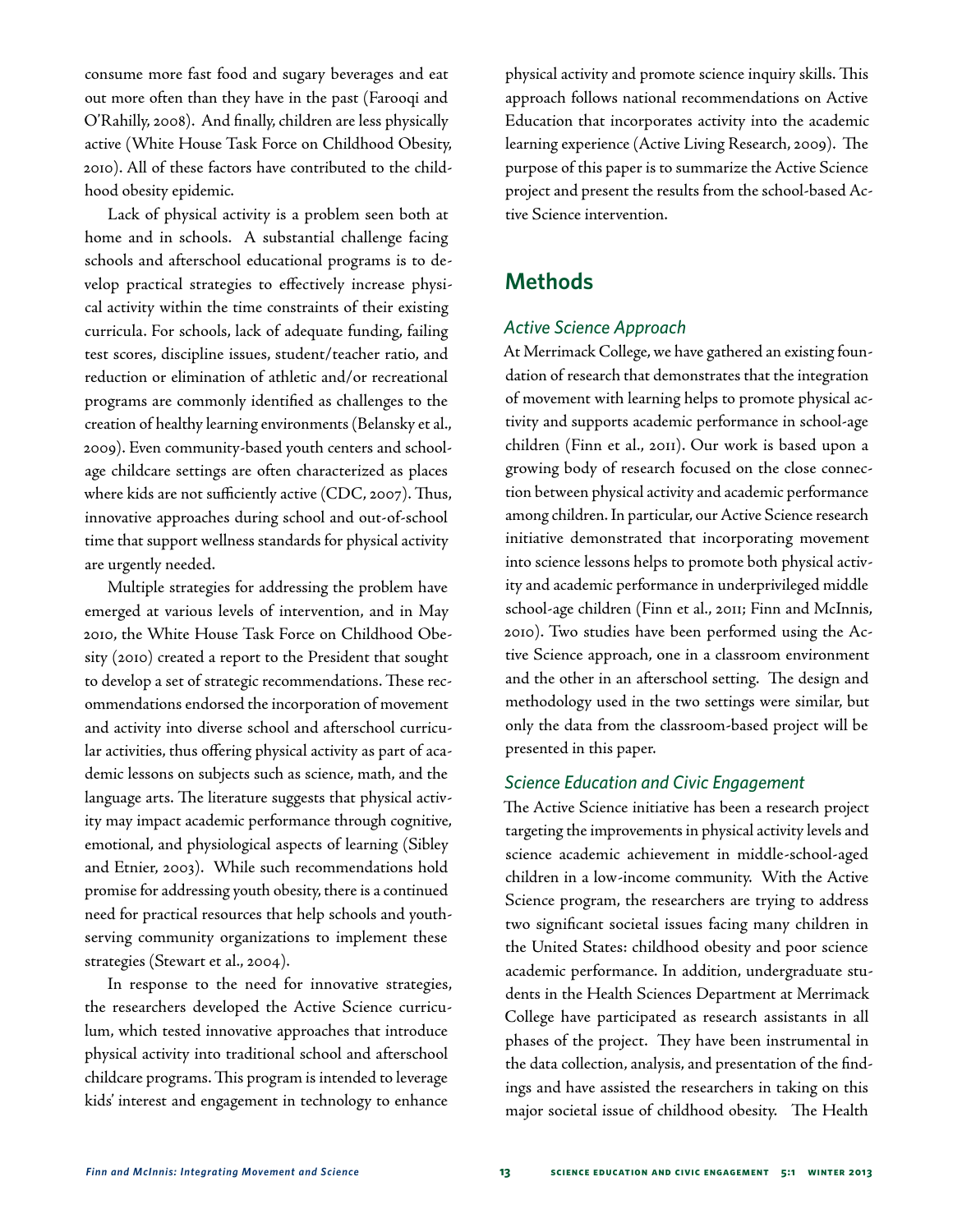consume more fast food and sugary beverages and eat out more often than they have in the past (Farooqi and O'Rahilly, 2008). And finally, children are less physically active (White House Task Force on Childhood Obesity, 2010). All of these factors have contributed to the childhood obesity epidemic.

Lack of physical activity is a problem seen both at home and in schools. A substantial challenge facing schools and afterschool educational programs is to develop practical strategies to effectively increase physical activity within the time constraints of their existing curricula. For schools, lack of adequate funding, failing test scores, discipline issues, student/teacher ratio, and reduction or elimination of athletic and/or recreational programs are commonly identified as challenges to the creation of healthy learning environments (Belansky et al., 2009). Even community-based youth centers and school-age childcare settings are often characterized as places where kids are not sufficiently active (CDC, 2007). Thus, innovative approaches during school and out-of-school time that support wellness standards for physical activity are urgently needed.

Multiple strategies for addressing the problem have emerged at various levels of intervention, and in May 2010, the White House Task Force on Childhood Obesity (2010) created a report to the President that sought to develop a set of strategic recommendations. These recommendations endorsed the incorporation of movement and activity into diverse school and afterschool curricular activities, thus offering physical activity as part of academic lessons on subjects such as science, math, and the language arts. The literature suggests that physical activity may impact academic performance through cognitive, emotional, and physiological aspects of learning (Sibley and Etnier, 2003). While such recommendations hold promise for addressing youth obesity, there is a continued need for practical resources that help schools and youth-serving community organizations to implement these strategies (Stewart et al., 2004).

In response to the need for innovative strategies, the researchers developed the Active Science curriculum, which tested innovative approaches that introduce physical activity into traditional school and afterschool childcare programs. This program is intended to leverage kids' interest and engagement in technology to enhance physical activity and promote science inquiry skills. This approach follows national recommendations on Active Education that incorporates activity into the academic learning experience (Active Living Research, 2009). The purpose of this paper is to summarize the Active Science project and present the results from the school-based Active Science intervention.

## Methods

### *Active Science Approach*

At Merrimack College, we have gathered an existing foundation of research that demonstrates that the integration of movement with learning helps to promote physical activity and supports academic performance in school-age children (Finn et al., 2011). Our work is based upon a growing body of research focused on the close connection between physical activity and academic performance among children. In particular, our Active Science research initiative demonstrated that incorporating movement into science lessons helps to promote both physical activity and academic performance in underprivileged middle school-age children (Finn et al., 2011; Finn and McInnis, 2010). Two studies have been performed using the Active Science approach, one in a classroom environment and the other in an afterschool setting. The design and methodology used in the two settings were similar, but only the data from the classroom-based project will be presented in this paper.

### *Science Education and Civic Engagement*

The Active Science initiative has been a research project targeting the improvements in physical activity levels and science academic achievement in middle-school-aged children in a low-income community. With the Active Science program, the researchers are trying to address two significant societal issues facing many children in the United States: childhood obesity and poor science academic performance. In addition, undergraduate students in the Health Sciences Department at Merrimack College have participated as research assistants in all phases of the project. They have been instrumental in the data collection, analysis, and presentation of the findings and have assisted the researchers in taking on this major societal issue of childhood obesity. The Health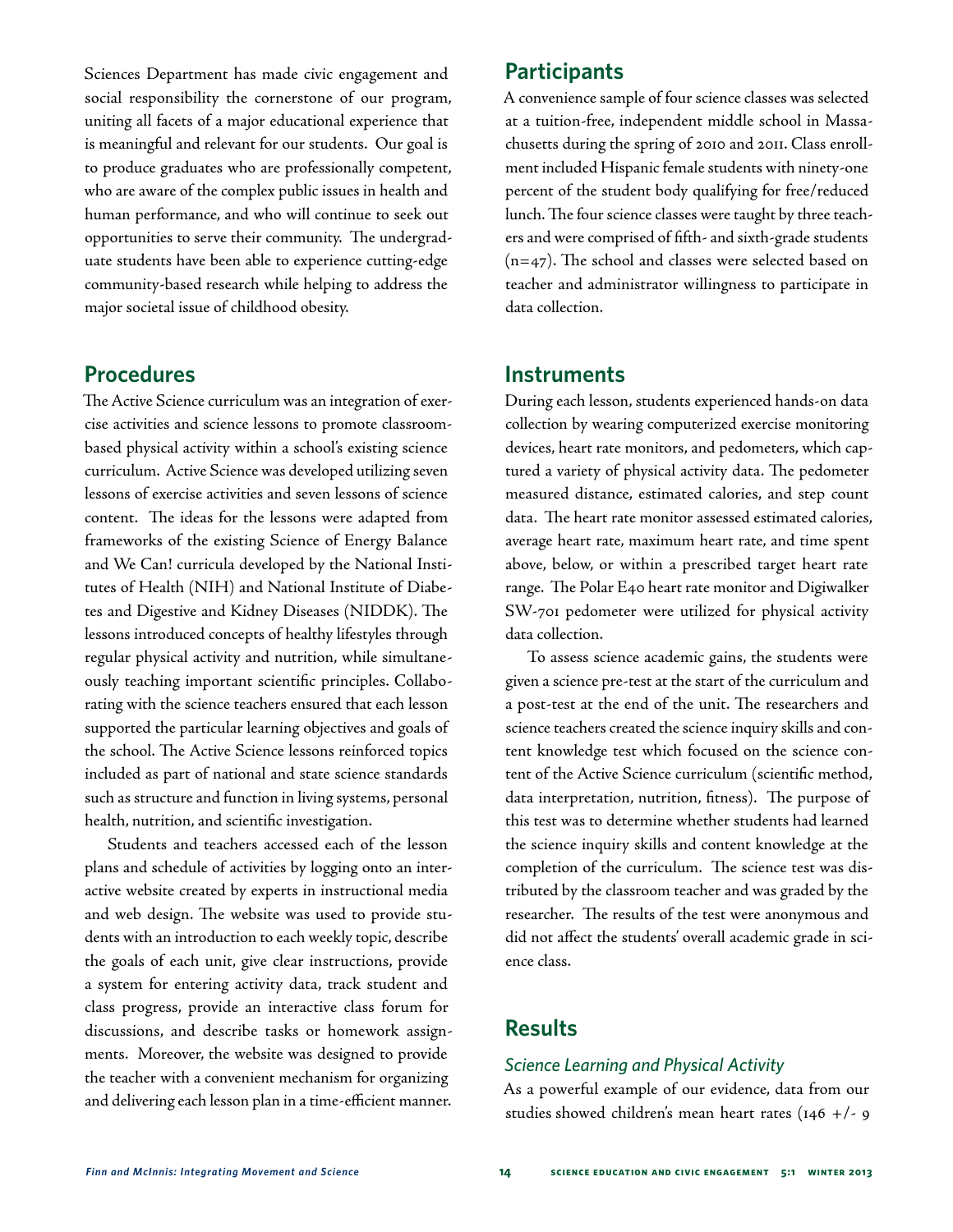Sciences Department has made civic engagement and social responsibility the cornerstone of our program, uniting all facets of a major educational experience that is meaningful and relevant for our students. Our goal is to produce graduates who are professionally competent, who are aware of the complex public issues in health and human performance, and who will continue to seek out opportunities to serve their community. The undergraduate students have been able to experience cutting-edge community-based research while helping to address the major societal issue of childhood obesity.

## Procedures

The Active Science curriculum was an integration of exercise activities and science lessons to promote classroom-based physical activity within a school's existing science curriculum. Active Science was developed utilizing seven lessons of exercise activities and seven lessons of science content. The ideas for the lessons were adapted from frameworks of the existing Science of Energy Balance and We Can! curricula developed by the National Institutes of Health (NIH) and National Institute of Diabetes and Digestive and Kidney Diseases (NIDDK). The lessons introduced concepts of healthy lifestyles through regular physical activity and nutrition, while simultaneously teaching important scientific principles. Collaborating with the science teachers ensured that each lesson supported the particular learning objectives and goals of the school. The Active Science lessons reinforced topics included as part of national and state science standards such as structure and function in living systems, personal health, nutrition, and scientific investigation.

Students and teachers accessed each of the lesson plans and schedule of activities by logging onto an interactive website created by experts in instructional media and web design. The website was used to provide students with an introduction to each weekly topic, describe the goals of each unit, give clear instructions, provide a system for entering activity data, track student and class progress, provide an interactive class forum for discussions, and describe tasks or homework assignments. Moreover, the website was designed to provide the teacher with a convenient mechanism for organizing and delivering each lesson plan in a time-efficient manner.

## Participants

A convenience sample of four science classes was selected at a tuition-free, independent middle school in Massachusetts during the spring of 2010 and 2011. Class enrollment included Hispanic female students with ninety-one percent of the student body qualifying for free/reduced lunch. The four science classes were taught by three teachers and were comprised of fifth- and sixth-grade students ($n=47$). The school and classes were selected based on teacher and administrator willingness to participate in data collection.

## Instruments

During each lesson, students experienced hands-on data collection by wearing computerized exercise monitoring devices, heart rate monitors, and pedometers, which captured a variety of physical activity data. The pedometer measured distance, estimated calories, and step count data. The heart rate monitor assessed estimated calories, average heart rate, maximum heart rate, and time spent above, below, or within a prescribed target heart rate range. The Polar E40 heart rate monitor and Digiwalker SW-701 pedometer were utilized for physical activity data collection.

To assess science academic gains, the students were given a science pre-test at the start of the curriculum and a post-test at the end of the unit. The researchers and science teachers created the science inquiry skills and content knowledge test which focused on the science content of the Active Science curriculum (scientific method, data interpretation, nutrition, fitness). The purpose of this test was to determine whether students had learned the science inquiry skills and content knowledge at the completion of the curriculum. The science test was distributed by the classroom teacher and was graded by the researcher. The results of the test were anonymous and did not affect the students' overall academic grade in science class.

## Results

### *Science Learning and Physical Activity*

As a powerful example of our evidence, data from our studies showed children's mean heart rates (146 +/- 9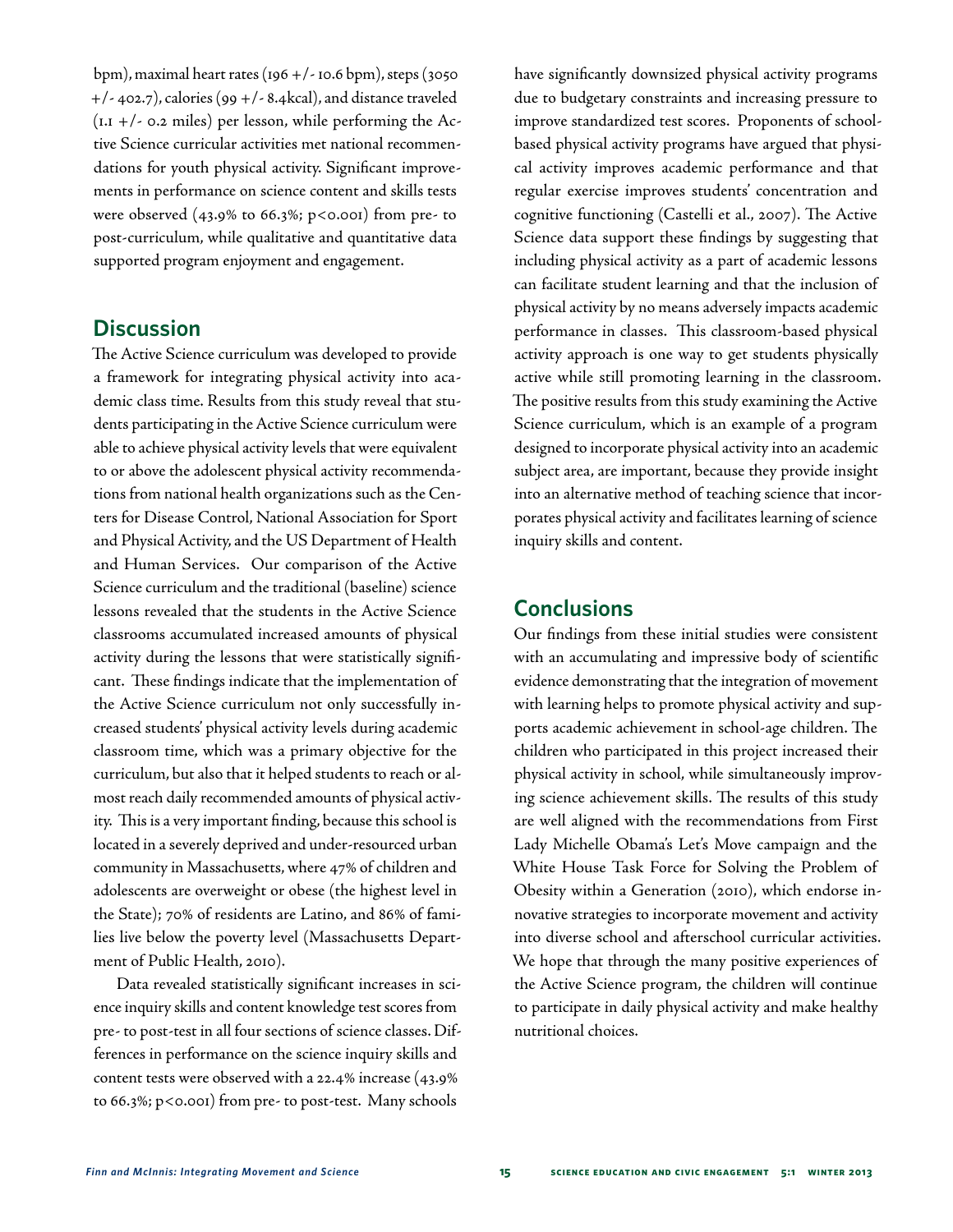bpm), maximal heart rates (196 +/- 10.6 bpm), steps (3050 +/- 402.7), calories (99 +/- 8.4kcal), and distance traveled (1.1 +/- 0.2 miles) per lesson, while performing the Active Science curricular activities met national recommendations for youth physical activity. Significant improvements in performance on science content and skills tests were observed (43.9% to 66.3%; $p<0.001$) from pre- to post-curriculum, while qualitative and quantitative data supported program enjoyment and engagement.

## Discussion

The Active Science curriculum was developed to provide a framework for integrating physical activity into academic class time. Results from this study reveal that students participating in the Active Science curriculum were able to achieve physical activity levels that were equivalent to or above the adolescent physical activity recommendations from national health organizations such as the Centers for Disease Control, National Association for Sport and Physical Activity, and the US Department of Health and Human Services. Our comparison of the Active Science curriculum and the traditional (baseline) science lessons revealed that the students in the Active Science classrooms accumulated increased amounts of physical activity during the lessons that were statistically significant. These findings indicate that the implementation of the Active Science curriculum not only successfully increased students' physical activity levels during academic classroom time, which was a primary objective for the curriculum, but also that it helped students to reach or almost reach daily recommended amounts of physical activity. This is a very important finding, because this school is located in a severely deprived and under-resourced urban community in Massachusetts, where 47% of children and adolescents are overweight or obese (the highest level in the State); 70% of residents are Latino, and 86% of families live below the poverty level (Massachusetts Department of Public Health, 2010).

Data revealed statistically significant increases in science inquiry skills and content knowledge test scores from pre- to post-test in all four sections of science classes. Differences in performance on the science inquiry skills and content tests were observed with a 22.4% increase (43.9% to 66.3%; $p<0.001$) from pre- to post-test. Many schools have significantly downsized physical activity programs due to budgetary constraints and increasing pressure to improve standardized test scores. Proponents of school-based physical activity programs have argued that physical activity improves academic performance and that regular exercise improves students' concentration and cognitive functioning (Castelli et al., 2007). The Active Science data support these findings by suggesting that including physical activity as a part of academic lessons can facilitate student learning and that the inclusion of physical activity by no means adversely impacts academic performance in classes. This classroom-based physical activity approach is one way to get students physically active while still promoting learning in the classroom. The positive results from this study examining the Active Science curriculum, which is an example of a program designed to incorporate physical activity into an academic subject area, are important, because they provide insight into an alternative method of teaching science that incorporates physical activity and facilitates learning of science inquiry skills and content.

## Conclusions

Our findings from these initial studies were consistent with an accumulating and impressive body of scientific evidence demonstrating that the integration of movement with learning helps to promote physical activity and supports academic achievement in school-age children. The children who participated in this project increased their physical activity in school, while simultaneously improving science achievement skills. The results of this study are well aligned with the recommendations from First Lady Michelle Obama's Let's Move campaign and the White House Task Force for Solving the Problem of Obesity within a Generation (2010), which endorse innovative strategies to incorporate movement and activity into diverse school and afterschool curricular activities. We hope that through the many positive experiences of the Active Science program, the children will continue to participate in daily physical activity and make healthy nutritional choices.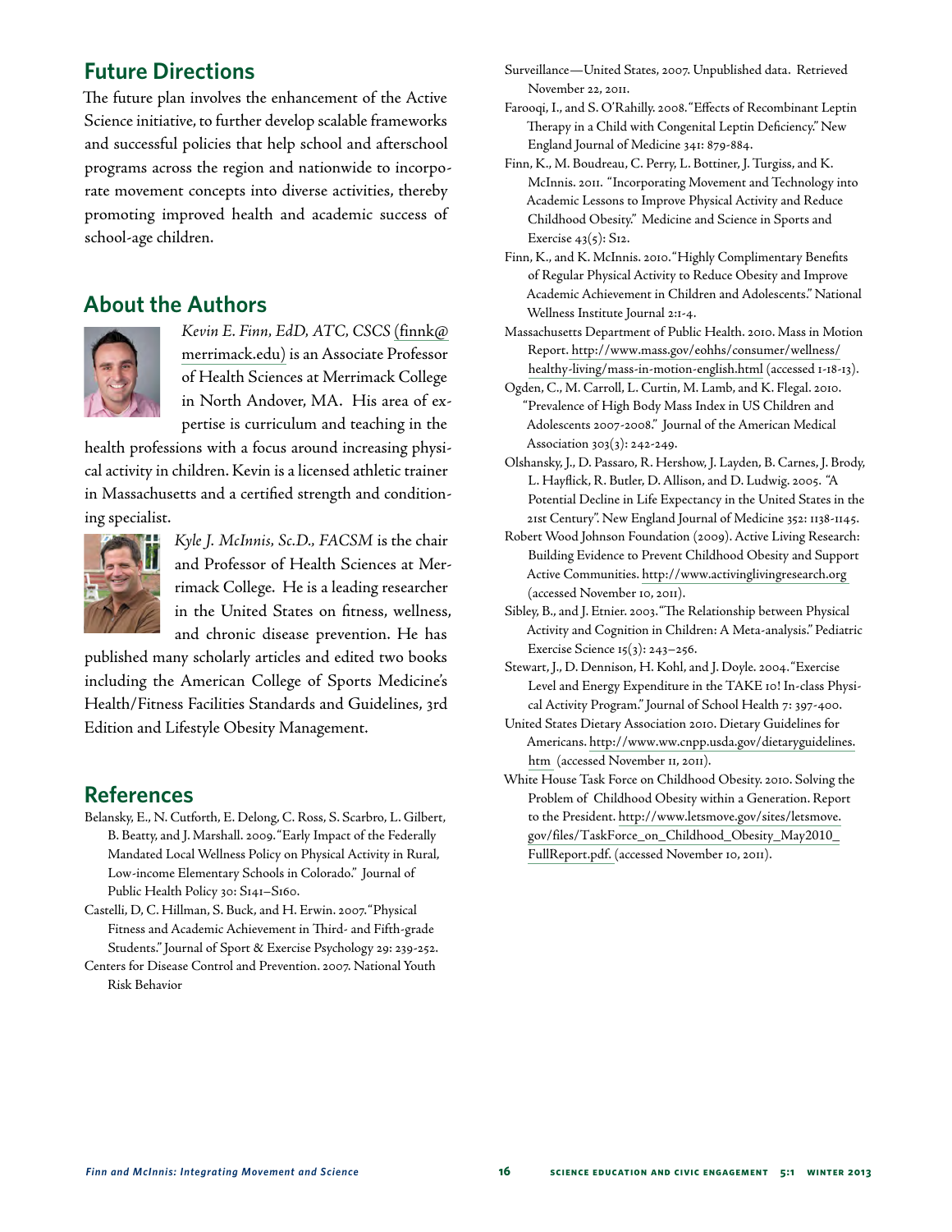## Future Directions

The future plan involves the enhancement of the Active Science initiative, to further develop scalable frameworks and successful policies that help school and afterschool programs across the region and nationwide to incorporate movement concepts into diverse activities, thereby promoting improved health and academic success of school-age children.

## About the Authors

*Kevin E. Finn, EdD, ATC, CSCS* (finnk@merrimack.edu) is an Associate Professor of Health Sciences at Merrimack College in North Andover, MA. His area of expertise is curriculum and teaching in the health professions with a focus around increasing physical activity in children. Kevin is a licensed athletic trainer in Massachusetts and a certified strength and conditioning specialist.

*Kyle J. McInnis, Sc.D., FACSM* is the chair and Professor of Health Sciences at Merrimack College. He is a leading researcher in the United States on fitness, wellness, and chronic disease prevention. He has published many scholarly articles and edited two books including the American College of Sports Medicine's Health/Fitness Facilities Standards and Guidelines, 3rd Edition and Lifestyle Obesity Management.

## References

Belansky, E., N. Cutforth, E. Delong, C. Ross, S. Scarbro, L. Gilbert, B. Beatty, and J. Marshall. 2009. "Early Impact of the Federally Mandated Local Wellness Policy on Physical Activity in Rural, Low-income Elementary Schools in Colorado." Journal of Public Health Policy 30: S141–S160.

Castelli, D, C. Hillman, S. Buck, and H. Erwin. 2007. "Physical Fitness and Academic Achievement in Third- and Fifth-grade Students." Journal of Sport & Exercise Psychology 29: 239-252.

Centers for Disease Control and Prevention. 2007. National Youth Risk Behavior Surveillance—United States, 2007. Unpublished data. Retrieved November 22, 2011.

Farooqi, I., and S. O'Rahilly. 2008. "Effects of Recombinant Leptin Therapy in a Child with Congenital Leptin Deficiency." New England Journal of Medicine 341: 879-884.

Finn, K., M. Boudreau, C. Perry, L. Bottiner, J. Turgiss, and K. McInnis. 2011. "Incorporating Movement and Technology into Academic Lessons to Improve Physical Activity and Reduce Childhood Obesity." Medicine and Science in Sports and Exercise 43(5): S12.

Finn, K., and K. McInnis. 2010. "Highly Complimentary Benefits of Regular Physical Activity to Reduce Obesity and Improve Academic Achievement in Children and Adolescents." National Wellness Institute Journal 2:1-4.

Massachusetts Department of Public Health. 2010. Mass in Motion Report. http://www.mass.gov/eohhs/consumer/wellness/healthy-living/mass-in-motion-english.html (accessed 1-18-13).

Ogden, C., M. Carroll, L. Curtin, M. Lamb, and K. Flegal. 2010. "Prevalence of High Body Mass Index in US Children and Adolescents 2007-2008." Journal of the American Medical Association 303(3): 242-249.

Olshansky, J., D. Passaro, R. Hershow, J. Layden, B. Carnes, J. Brody, L. Hayflick, R. Butler, D. Allison, and D. Ludwig. 2005. "A Potential Decline in Life Expectancy in the United States in the 21st Century". New England Journal of Medicine 352: 1138-1145.

Robert Wood Johnson Foundation (2009). Active Living Research: Building Evidence to Prevent Childhood Obesity and Support Active Communities. http://www.activinglivingresearch.org (accessed November 10, 2011).

Sibley, B., and J. Etnier. 2003. "The Relationship between Physical Activity and Cognition in Children: A Meta-analysis." Pediatric Exercise Science 15(3): 243–256.

Stewart, J., D. Dennison, H. Kohl, and J. Doyle. 2004. "Exercise Level and Energy Expenditure in the TAKE 10! In-class Physical Activity Program." Journal of School Health 7: 397-400.

United States Dietary Association 2010. Dietary Guidelines for Americans. http://www.ww.cnpp.usda.gov/dietaryguidelines.htm (accessed November 11, 2011).

White House Task Force on Childhood Obesity. 2010. Solving the Problem of Childhood Obesity within a Generation. Report to the President. http://www.letsmove.gov/sites/letsmove.gov/files/TaskForce_on_Childhood_Obesity_May2010_FullReport.pdf. (accessed November 10, 2011).